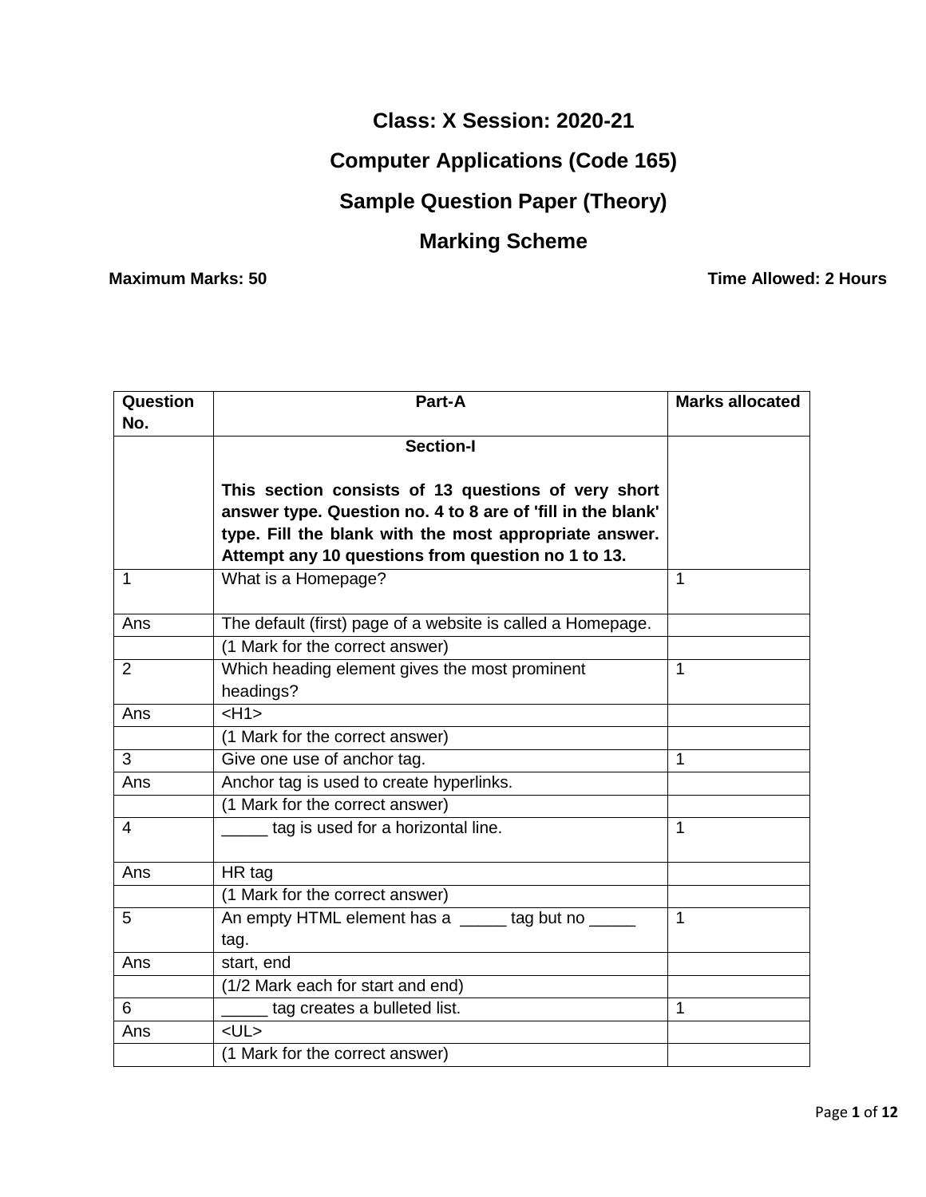# Class: X Session: 2020-21

# Computer Applications (Code 165)

# Sample Question Paper (Theory)

# Marking Scheme

**Maximum Marks: 50** **Time Allowed: 2 Hours**

| Question No. | Part-A | Marks allocated |
|---|---|---|
| | **Section-I**<br><br>**This section consists of 13 questions of very short answer type. Question no. 4 to 8 are of 'fill in the blank' type. Fill the blank with the most appropriate answer. Attempt any 10 questions from question no 1 to 13.** | |
| 1 | What is a Homepage? | 1 |
| Ans | The default (first) page of a website is called a Homepage. | |
| | (1 Mark for the correct answer) | |
| 2 | Which heading element gives the most prominent headings? | 1 |
| Ans | <H1> | |
| | (1 Mark for the correct answer) | |
| 3 | Give one use of anchor tag. | 1 |
| Ans | Anchor tag is used to create hyperlinks. | |
| | (1 Mark for the correct answer) | |
| 4 | _____ tag is used for a horizontal line. | 1 |
| Ans | HR tag | |
| | (1 Mark for the correct answer) | |
| 5 | An empty HTML element has a _____ tag but no _____ tag. | 1 |
| Ans | start, end | |
| | (1/2 Mark each for start and end) | |
| 6 | _____ tag creates a bulleted list. | 1 |
| Ans | <UL> | |
| | (1 Mark for the correct answer) | |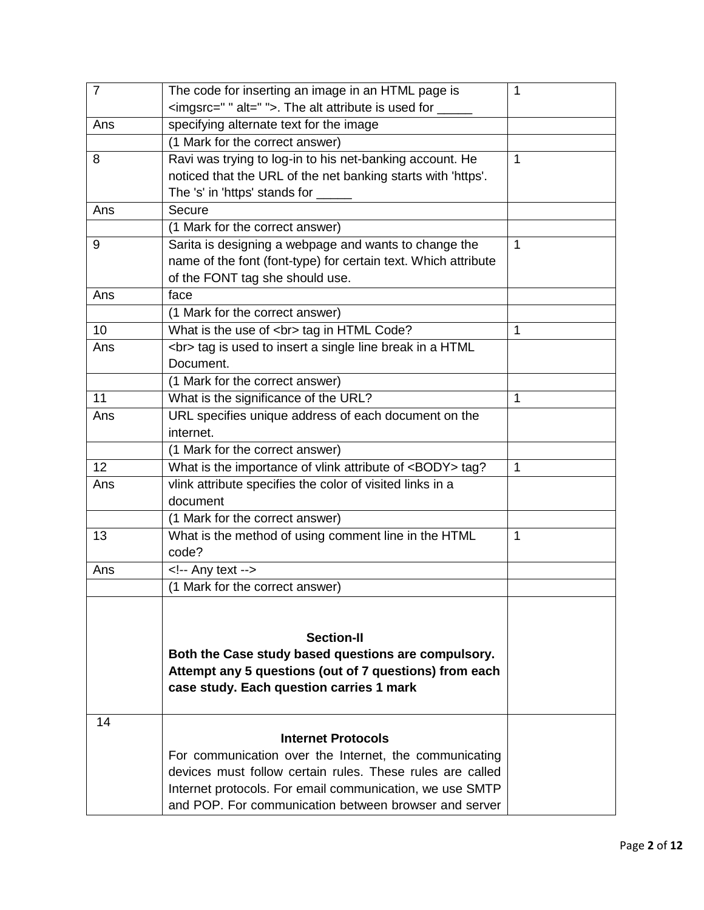| | | |
|---|---|---|
| 7 | The code for inserting an image in an HTML page is <imgsrc=" " alt=" ">. The alt attribute is used for _____ | 1 |
| Ans | specifying alternate text for the image | |
| | (1 Mark for the correct answer) | |
| 8 | Ravi was trying to log-in to his net-banking account. He noticed that the URL of the net banking starts with 'https'. The 's' in 'https' stands for _____ | 1 |
| Ans | Secure | |
| | (1 Mark for the correct answer) | |
| 9 | Sarita is designing a webpage and wants to change the name of the font (font-type) for certain text. Which attribute of the FONT tag she should use. | 1 |
| Ans | face | |
| | (1 Mark for the correct answer) | |
| 10 | What is the use of <br> tag in HTML Code? | 1 |
| Ans | <br> tag is used to insert a single line break in a HTML Document. | |
| | (1 Mark for the correct answer) | |
| 11 | What is the significance of the URL? | 1 |
| Ans | URL specifies unique address of each document on the internet. | |
| | (1 Mark for the correct answer) | |
| 12 | What is the importance of vlink attribute of <BODY> tag? | 1 |
| Ans | vlink attribute specifies the color of visited links in a document | |
| | (1 Mark for the correct answer) | |
| 13 | What is the method of using comment line in the HTML code? | 1 |
| Ans | <!-- Any text --> | |
| | (1 Mark for the correct answer) | |
| | **Section-II** **Both the Case study based questions are compulsory. Attempt any 5 questions (out of 7 questions) from each case study. Each question carries 1 mark** | |
| 14 | **Internet Protocols** For communication over the Internet, the communicating devices must follow certain rules. These rules are called Internet protocols. For email communication, we use SMTP and POP. For communication between browser and server | |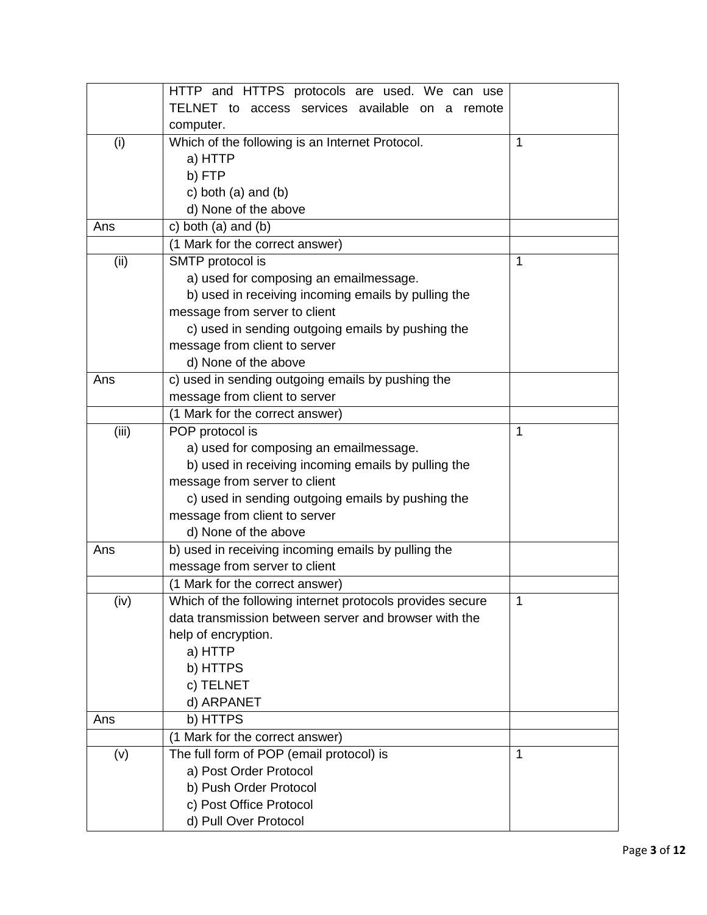| | | |
|---|---|---|
| | HTTP and HTTPS protocols are used. We can use TELNET to access services available on a remote computer. | |
| (i) | Which of the following is an Internet Protocol.<br>a) HTTP<br>b) FTP<br>c) both (a) and (b)<br>d) None of the above | 1 |
| Ans | c) both (a) and (b) | |
| | (1 Mark for the correct answer) | |
| (ii) | SMTP protocol is<br>a) used for composing an emailmessage.<br>b) used in receiving incoming emails by pulling the message from server to client<br>c) used in sending outgoing emails by pushing the message from client to server<br>d) None of the above | 1 |
| Ans | c) used in sending outgoing emails by pushing the message from client to server | |
| | (1 Mark for the correct answer) | |
| (iii) | POP protocol is<br>a) used for composing an emailmessage.<br>b) used in receiving incoming emails by pulling the message from server to client<br>c) used in sending outgoing emails by pushing the message from client to server<br>d) None of the above | 1 |
| Ans | b) used in receiving incoming emails by pulling the message from server to client | |
| | (1 Mark for the correct answer) | |
| (iv) | Which of the following internet protocols provides secure data transmission between server and browser with the help of encryption.<br>a) HTTP<br>b) HTTPS<br>c) TELNET<br>d) ARPANET | 1 |
| Ans | b) HTTPS | |
| | (1 Mark for the correct answer) | |
| (v) | The full form of POP (email protocol) is<br>a) Post Order Protocol<br>b) Push Order Protocol<br>c) Post Office Protocol<br>d) Pull Over Protocol | 1 |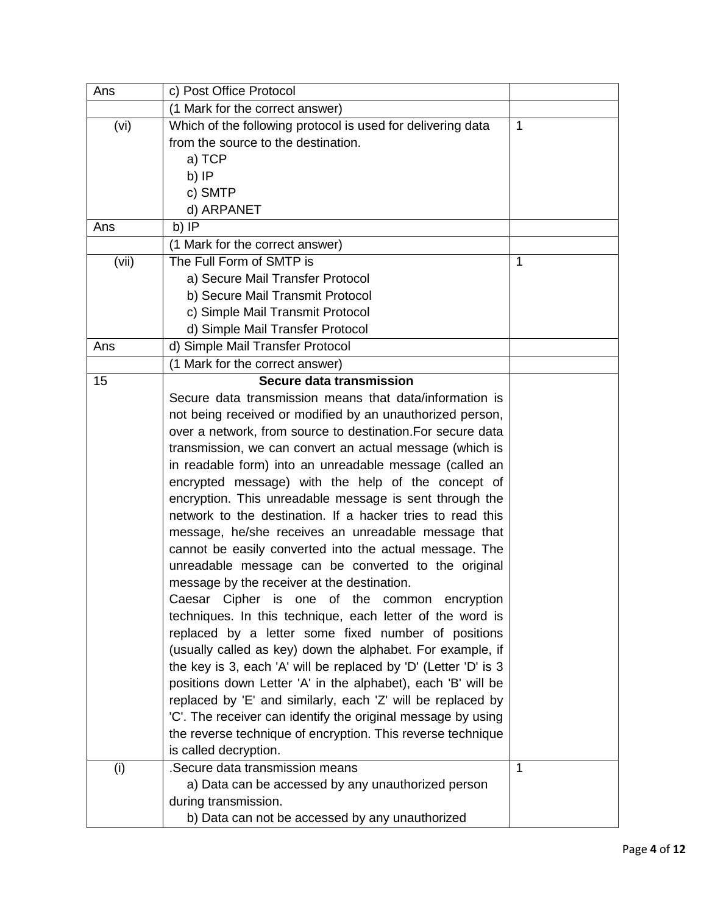| | | |
|---|---|---|
| Ans | c) Post Office Protocol | |
| | (1 Mark for the correct answer) | |
| (vi) | Which of the following protocol is used for delivering data from the source to the destination.<br>a) TCP<br>b) IP<br>c) SMTP<br>d) ARPANET | 1 |
| Ans | b) IP | |
| | (1 Mark for the correct answer) | |
| (vii) | The Full Form of SMTP is<br>a) Secure Mail Transfer Protocol<br>b) Secure Mail Transmit Protocol<br>c) Simple Mail Transmit Protocol<br>d) Simple Mail Transfer Protocol | 1 |
| Ans | d) Simple Mail Transfer Protocol | |
| | (1 Mark for the correct answer) | |
| 15 | **Secure data transmission**<br>Secure data transmission means that data/information is not being received or modified by an unauthorized person, over a network, from source to destination.For secure data transmission, we can convert an actual message (which is in readable form) into an unreadable message (called an encrypted message) with the help of the concept of encryption. This unreadable message is sent through the network to the destination. If a hacker tries to read this message, he/she receives an unreadable message that cannot be easily converted into the actual message. The unreadable message can be converted to the original message by the receiver at the destination.<br>Caesar Cipher is one of the common encryption techniques. In this technique, each letter of the word is replaced by a letter some fixed number of positions (usually called as key) down the alphabet. For example, if the key is 3, each 'A' will be replaced by 'D' (Letter 'D' is 3 positions down Letter 'A' in the alphabet), each 'B' will be replaced by 'E' and similarly, each 'Z' will be replaced by 'C'. The receiver can identify the original message by using the reverse technique of encryption. This reverse technique is called decryption. | |
| (i) | .Secure data transmission means<br>a) Data can be accessed by any unauthorized person during transmission.<br>b) Data can not be accessed by any unauthorized | 1 |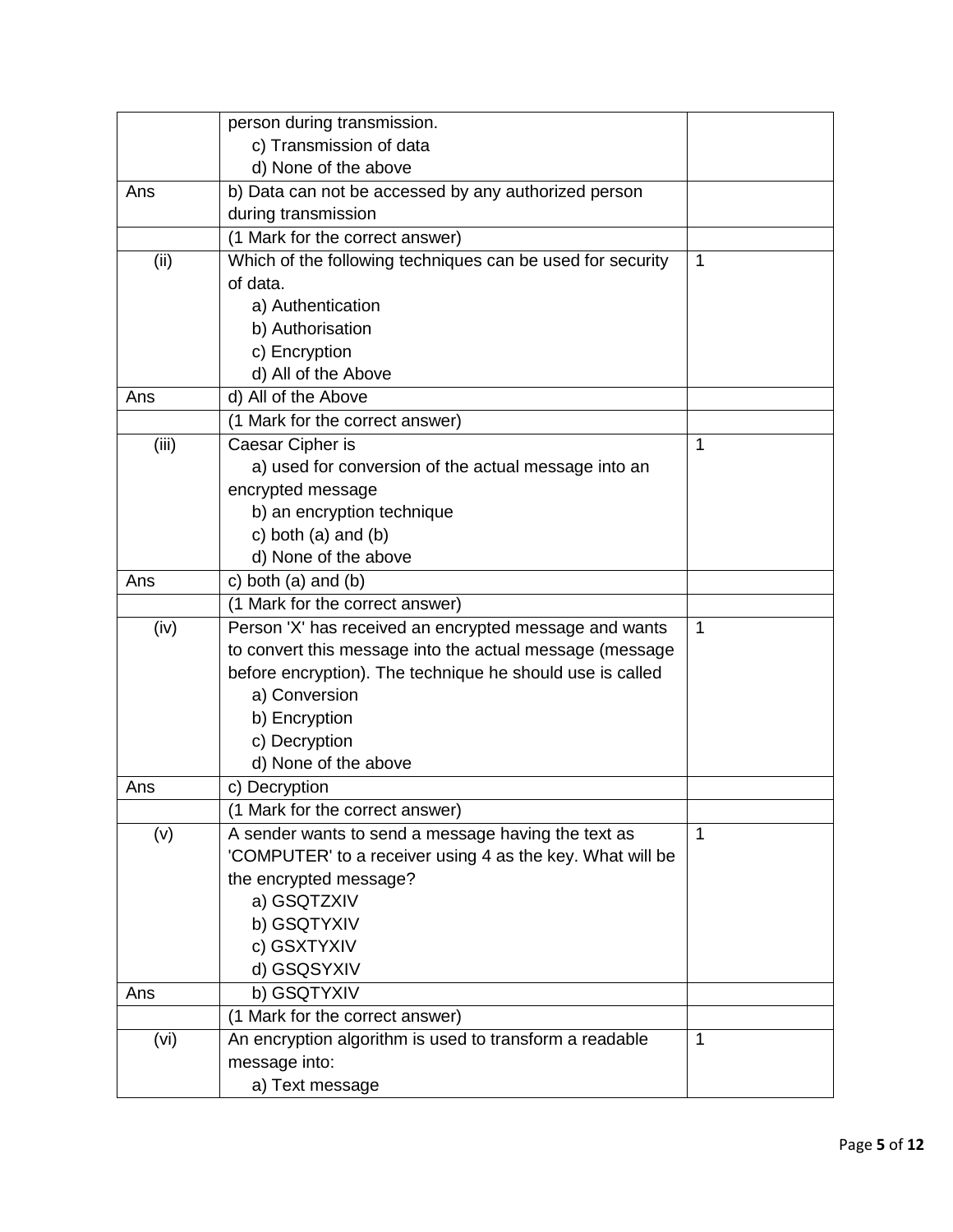| | | |
|---|---|---|
| | person during transmission.<br>c) Transmission of data<br>d) None of the above | |
| Ans | b) Data can not be accessed by any authorized person during transmission | |
| | (1 Mark for the correct answer) | |
| (ii) | Which of the following techniques can be used for security of data.<br>a) Authentication<br>b) Authorisation<br>c) Encryption<br>d) All of the Above | 1 |
| Ans | d) All of the Above | |
| | (1 Mark for the correct answer) | |
| (iii) | Caesar Cipher is<br>a) used for conversion of the actual message into an encrypted message<br>b) an encryption technique<br>c) both (a) and (b)<br>d) None of the above | 1 |
| Ans | c) both (a) and (b) | |
| | (1 Mark for the correct answer) | |
| (iv) | Person 'X' has received an encrypted message and wants to convert this message into the actual message (message before encryption). The technique he should use is called<br>a) Conversion<br>b) Encryption<br>c) Decryption<br>d) None of the above | 1 |
| Ans | c) Decryption | |
| | (1 Mark for the correct answer) | |
| (v) | A sender wants to send a message having the text as 'COMPUTER' to a receiver using 4 as the key. What will be the encrypted message?<br>a) GSQTZXIV<br>b) GSQTYXIV<br>c) GSXTYXIV<br>d) GSQSYXIV | 1 |
| Ans | b) GSQTYXIV | |
| | (1 Mark for the correct answer) | |
| (vi) | An encryption algorithm is used to transform a readable message into:<br>a) Text message | 1 |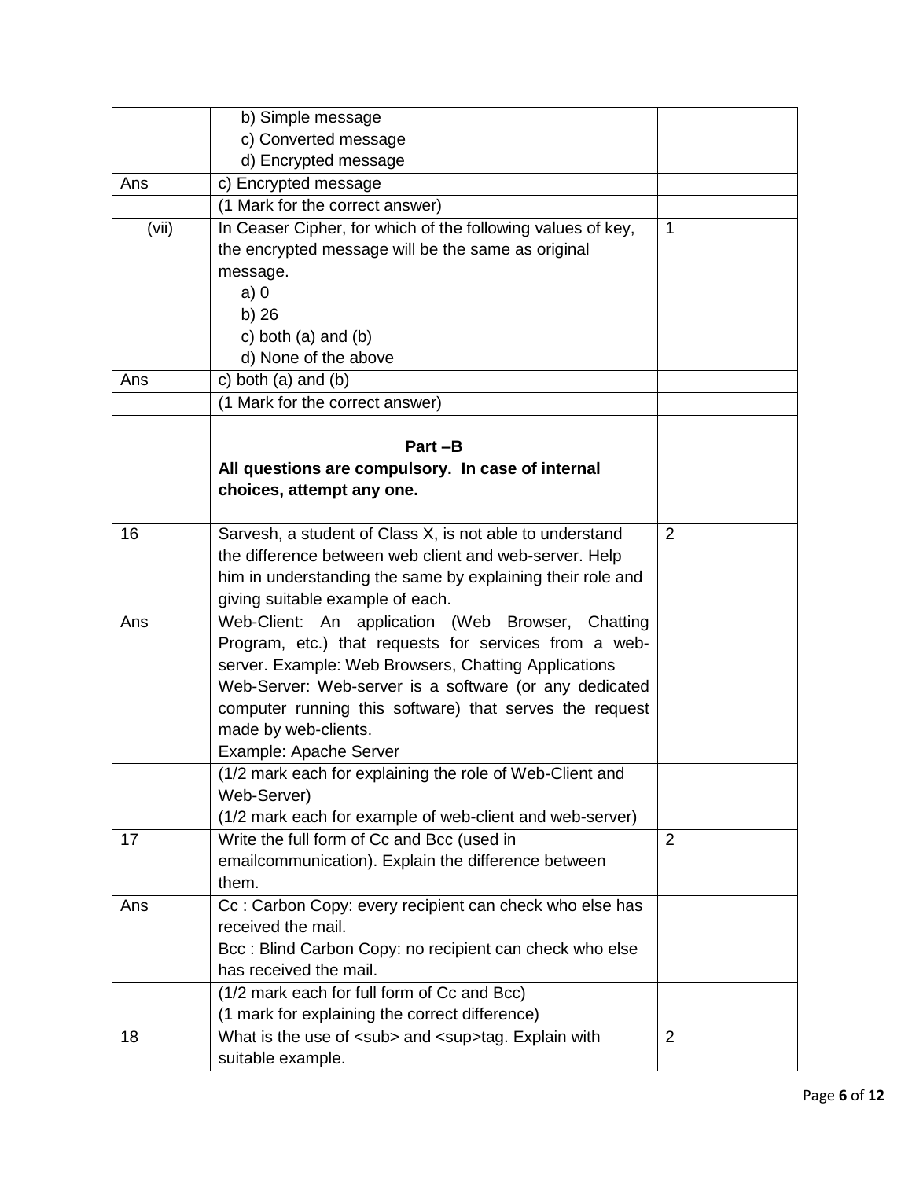| | | |
|---|---|---|
| | b) Simple message<br>c) Converted message<br>d) Encrypted message | |
| Ans | c) Encrypted message | |
| | (1 Mark for the correct answer) | |
| (vii) | In Ceaser Cipher, for which of the following values of key, the encrypted message will be the same as original message.<br>a) 0<br>b) 26<br>c) both (a) and (b)<br>d) None of the above | 1 |
| Ans | c) both (a) and (b) | |
| | (1 Mark for the correct answer) | |
| | **Part –B**<br>**All questions are compulsory. In case of internal choices, attempt any one.** | |
| 16 | Sarvesh, a student of Class X, is not able to understand the difference between web client and web-server. Help him in understanding the same by explaining their role and giving suitable example of each. | 2 |
| Ans | Web-Client: An application (Web Browser, Chatting Program, etc.) that requests for services from a web-server. Example: Web Browsers, Chatting Applications<br>Web-Server: Web-server is a software (or any dedicated computer running this software) that serves the request made by web-clients.<br>Example: Apache Server | |
| | (1/2 mark each for explaining the role of Web-Client and Web-Server)<br>(1/2 mark each for example of web-client and web-server) | |
| 17 | Write the full form of Cc and Bcc (used in emailcommunication). Explain the difference between them. | 2 |
| Ans | Cc : Carbon Copy: every recipient can check who else has received the mail.<br>Bcc : Blind Carbon Copy: no recipient can check who else has received the mail. | |
| | (1/2 mark each for full form of Cc and Bcc)<br>(1 mark for explaining the correct difference) | |
| 18 | What is the use of &lt;sub&gt; and &lt;sup&gt;tag. Explain with suitable example. | 2 |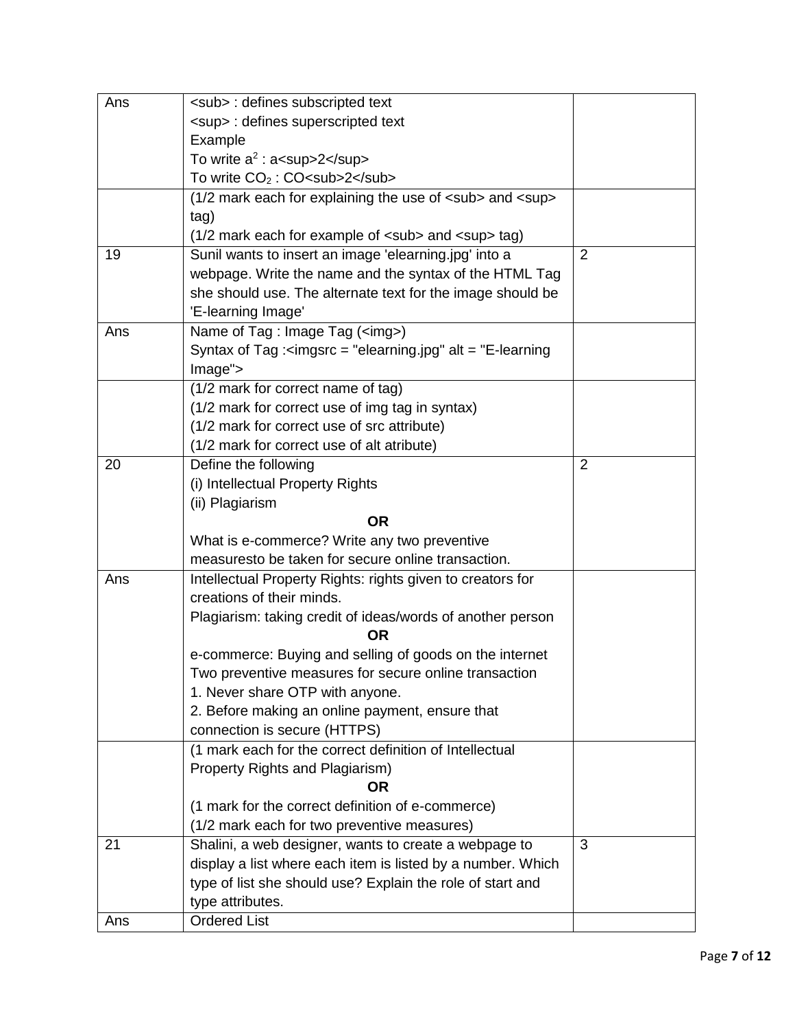| | | |
|---|---|---|
| Ans | <sub> : defines subscripted text<br><sup> : defines superscripted text<br>Example<br>To write $a^2$ : a<sup>2</sup><br>To write $CO_2$ : CO<sub>2</sub> | |
| | (1/2 mark each for explaining the use of <sub> and <sup> tag)<br>(1/2 mark each for example of <sub> and <sup> tag) | |
| 19 | Sunil wants to insert an image 'elearning.jpg' into a webpage. Write the name and the syntax of the HTML Tag she should use. The alternate text for the image should be 'E-learning Image' | 2 |
| Ans | Name of Tag : Image Tag (<img>)<br>Syntax of Tag :<imgsrc = "elearning.jpg" alt = "E-learning Image"> | |
| | (1/2 mark for correct name of tag)<br>(1/2 mark for correct use of img tag in syntax)<br>(1/2 mark for correct use of src attribute)<br>(1/2 mark for correct use of alt atribute) | |
| 20 | Define the following<br>(i) Intellectual Property Rights<br>(ii) Plagiarism<br>**OR**<br>What is e-commerce? Write any two preventive measuresto be taken for secure online transaction. | 2 |
| Ans | Intellectual Property Rights: rights given to creators for creations of their minds.<br>Plagiarism: taking credit of ideas/words of another person<br>**OR**<br>e-commerce: Buying and selling of goods on the internet<br>Two preventive measures for secure online transaction<br>1. Never share OTP with anyone.<br>2. Before making an online payment, ensure that connection is secure (HTTPS) | |
| | (1 mark each for the correct definition of Intellectual Property Rights and Plagiarism)<br>**OR**<br>(1 mark for the correct definition of e-commerce)<br>(1/2 mark each for two preventive measures) | |
| 21 | Shalini, a web designer, wants to create a webpage to display a list where each item is listed by a number. Which type of list she should use? Explain the role of start and type attributes. | 3 |
| Ans | Ordered List | |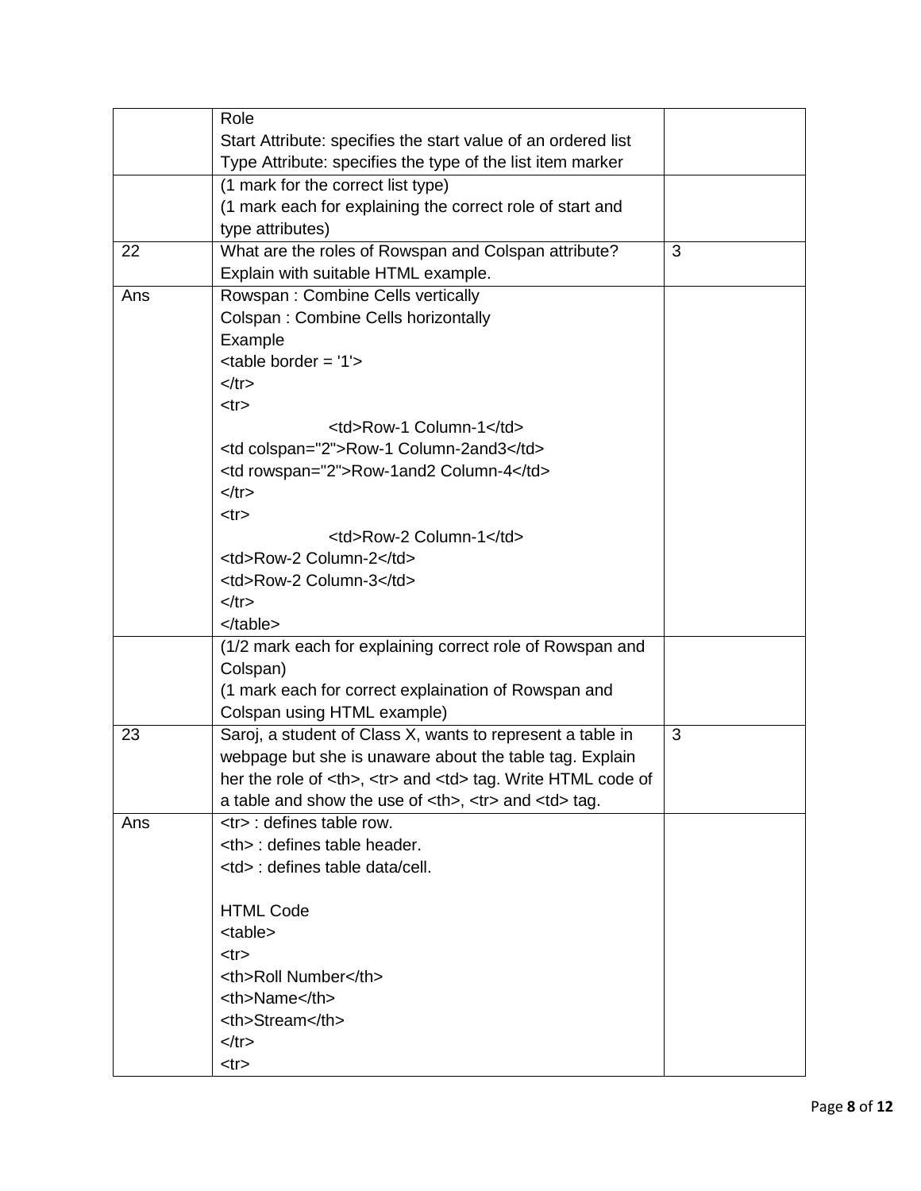| | | |
|---|---|---|
| | Role<br>Start Attribute: specifies the start value of an ordered list<br>Type Attribute: specifies the type of the list item marker | |
| | (1 mark for the correct list type)<br>(1 mark each for explaining the correct role of start and type attributes) | |
| 22 | What are the roles of Rowspan and Colspan attribute? Explain with suitable HTML example. | 3 |
| Ans | Rowspan : Combine Cells vertically<br>Colspan : Combine Cells horizontally<br>Example<br>`<table border = '1'>`<br>`</tr>`<br>`<tr>`<br>`<td>Row-1 Column-1</td>`<br>`<td colspan="2">Row-1 Column-2and3</td>`<br>`<td rowspan="2">Row-1and2 Column-4</td>`<br>`</tr>`<br>`<tr>`<br>`<td>Row-2 Column-1</td>`<br>`<td>Row-2 Column-2</td>`<br>`<td>Row-2 Column-3</td>`<br>`</tr>`<br>`</table>` | |
| | (1/2 mark each for explaining correct role of Rowspan and Colspan)<br>(1 mark each for correct explaination of Rowspan and Colspan using HTML example) | |
| 23 | Saroj, a student of Class X, wants to represent a table in webpage but she is unaware about the table tag. Explain her the role of `<th>`, `<tr>` and `<td>` tag. Write HTML code of a table and show the use of `<th>`, `<tr>` and `<td>` tag. | 3 |
| Ans | `<tr>` : defines table row.<br>`<th>` : defines table header.<br>`<td>` : defines table data/cell.<br><br>HTML Code<br>`<table>`<br>`<tr>`<br>`<th>Roll Number</th>`<br>`<th>Name</th>`<br>`<th>Stream</th>`<br>`</tr>`<br>`<tr>` | |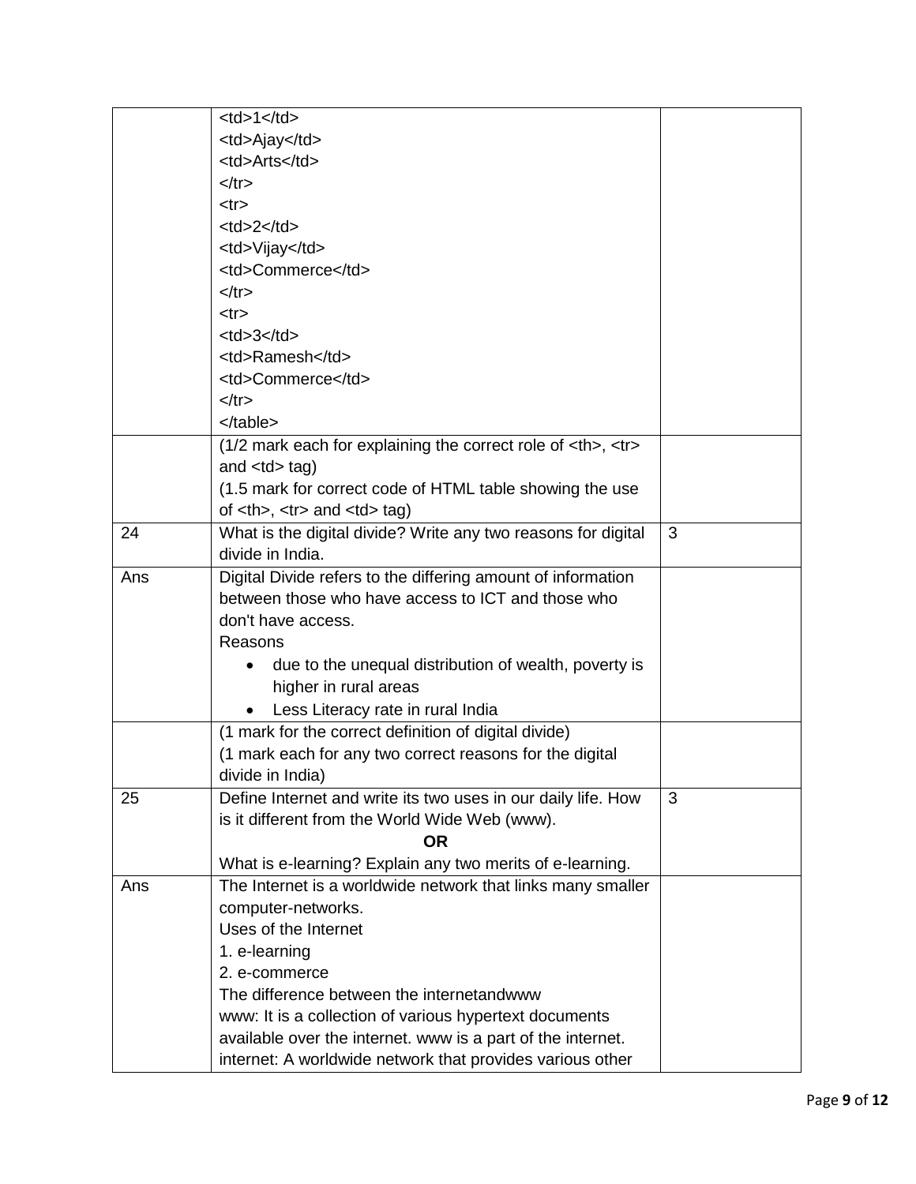| | | |
|---|---|---|
| | `<td>1</td>`<br>`<td>Ajay</td>`<br>`<td>Arts</td>`<br>`</tr>`<br>`<tr>`<br>`<td>2</td>`<br>`<td>Vijay</td>`<br>`<td>Commerce</td>`<br>`</tr>`<br>`<tr>`<br>`<td>3</td>`<br>`<td>Ramesh</td>`<br>`<td>Commerce</td>`<br>`</tr>`<br>`</table>` | |
| | (1/2 mark each for explaining the correct role of <th>, <tr> and <td> tag)<br>(1.5 mark for correct code of HTML table showing the use of <th>, <tr> and <td> tag) | |
| 24 | What is the digital divide? Write any two reasons for digital divide in India. | 3 |
| Ans | Digital Divide refers to the differing amount of information between those who have access to ICT and those who don't have access.<br>Reasons<br>• due to the unequal distribution of wealth, poverty is higher in rural areas<br>• Less Literacy rate in rural India | |
| | (1 mark for the correct definition of digital divide)<br>(1 mark each for any two correct reasons for the digital divide in India) | |
| 25 | Define Internet and write its two uses in our daily life. How is it different from the World Wide Web (www).<br>**OR**<br>What is e-learning? Explain any two merits of e-learning. | 3 |
| Ans | The Internet is a worldwide network that links many smaller computer-networks.<br>Uses of the Internet<br>1. e-learning<br>2. e-commerce<br>The difference between the internetandwww<br>www: It is a collection of various hypertext documents available over the internet. www is a part of the internet.<br>internet: A worldwide network that provides various other | |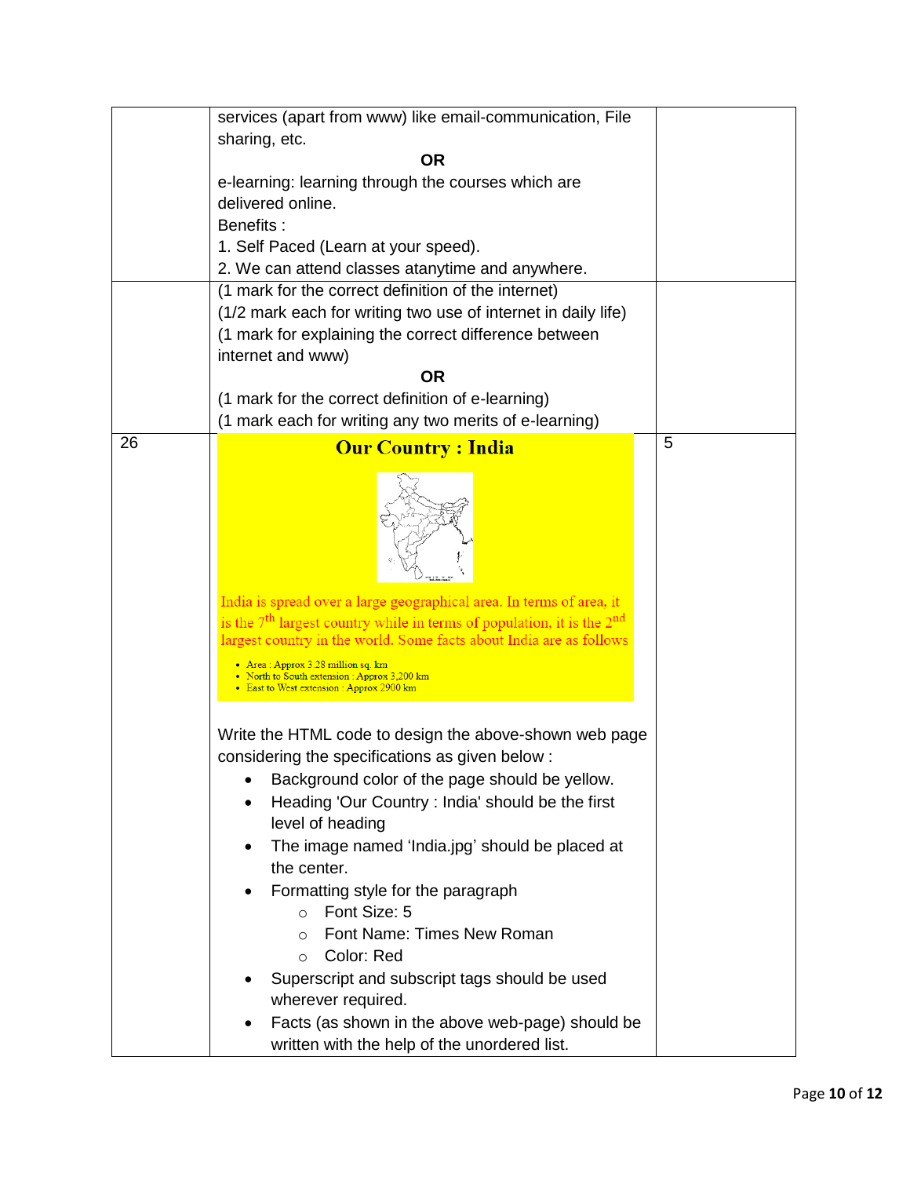| | | |
|---|---|---|
| | services (apart from www) like email-communication, File sharing, etc.<br>**OR**<br>e-learning: learning through the courses which are delivered online.<br>Benefits :<br>1. Self Paced (Learn at your speed).<br>2. We can attend classes atanytime and anywhere. | |
| | (1 mark for the correct definition of the internet)<br>(1/2 mark each for writing two use of internet in daily life)<br>(1 mark for explaining the correct difference between internet and www)<br>**OR**<br>(1 mark for the correct definition of e-learning)<br>(1 mark each for writing any two merits of e-learning) | |
| 26 | **Our Country : India**<br><br>India is spread over a large geographical area. In terms of area, it is the $7^{th}$ largest country while in terms of population, it is the $2^{nd}$ largest country in the world. Some facts about India are as follows<br>• Area : Approx 3.28 million sq. km<br>• North to South extension : Approx 3,200 km<br>• East to West extension : Approx 2900 km<br><br>Write the HTML code to design the above-shown web page considering the specifications as given below :<br>• Background color of the page should be yellow.<br>• Heading 'Our Country : India' should be the first level of heading<br>• The image named 'India.jpg' should be placed at the center.<br>• Formatting style for the paragraph<br>○ Font Size: 5<br>○ Font Name: Times New Roman<br>○ Color: Red<br>• Superscript and subscript tags should be used wherever required.<br>• Facts (as shown in the above web-page) should be written with the help of the unordered list. | 5 |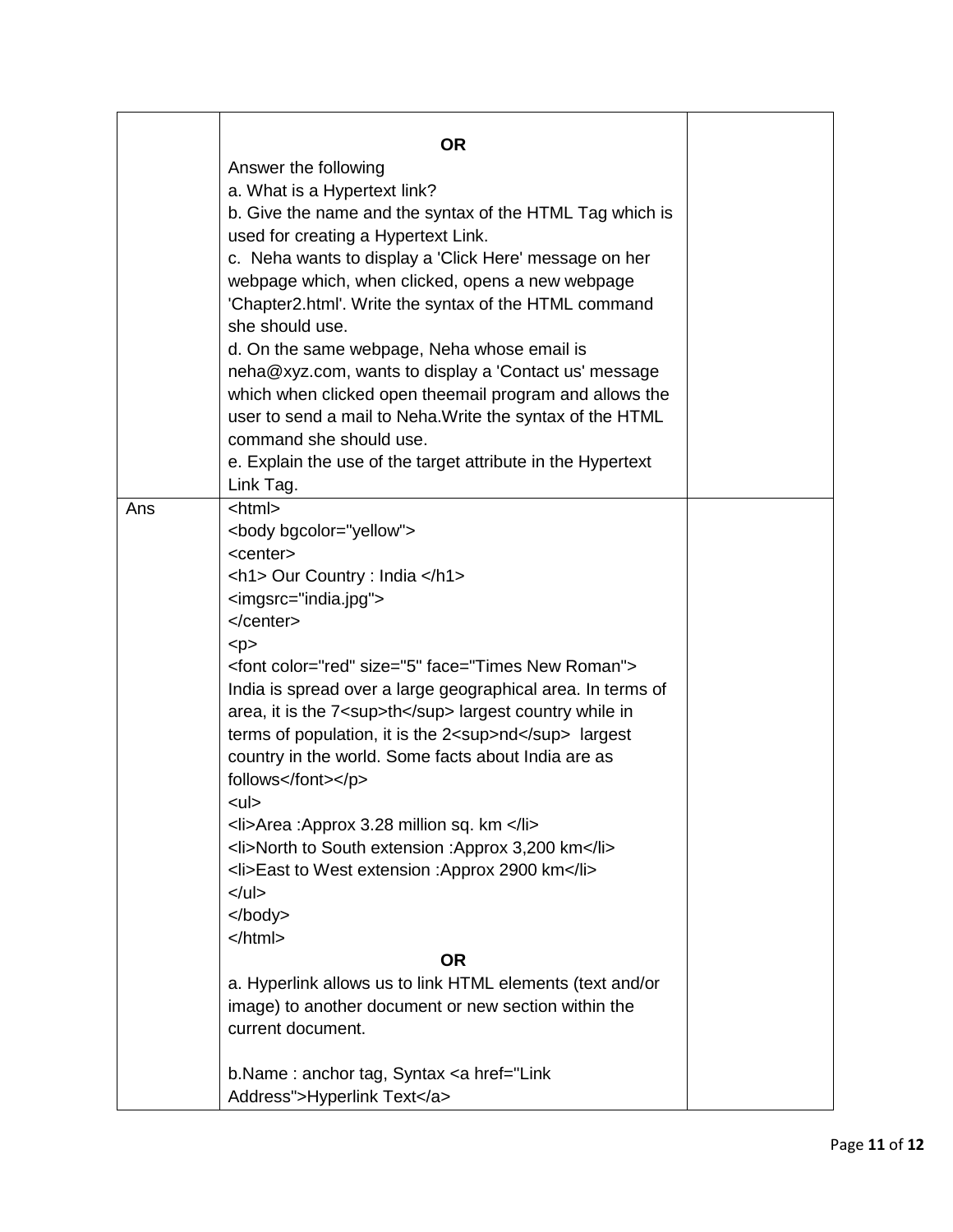| | | |
|---|---|---|
| | **OR**<br>Answer the following<br>a. What is a Hypertext link?<br>b. Give the name and the syntax of the HTML Tag which is used for creating a Hypertext Link.<br>c. Neha wants to display a 'Click Here' message on her webpage which, when clicked, opens a new webpage 'Chapter2.html'. Write the syntax of the HTML command she should use.<br>d. On the same webpage, Neha whose email is neha@xyz.com, wants to display a 'Contact us' message which when clicked open theemail program and allows the user to send a mail to Neha.Write the syntax of the HTML command she should use.<br>e. Explain the use of the target attribute in the Hypertext Link Tag. | |
| Ans | `<html>`<br>`<body bgcolor="yellow">`<br>`<center>`<br>`<h1> Our Country : India </h1>`<br>`<imgsrc="india.jpg">`<br>`</center>`<br>`<p>`<br>`<font color="red" size="5" face="Times New Roman">`<br>India is spread over a large geographical area. In terms of area, it is the 7`<sup>th</sup>` largest country while in terms of population, it is the 2`<sup>nd</sup>` largest country in the world. Some facts about India are as follows`</font></p>`<br>`<ul>`<br>`<li>Area :Approx 3.28 million sq. km </li>`<br>`<li>North to South extension :Approx 3,200 km</li>`<br>`<li>East to West extension :Approx 2900 km</li>`<br>`</ul>`<br>`</body>`<br>`</html>`<br>**OR**<br>a. Hyperlink allows us to link HTML elements (text and/or image) to another document or new section within the current document.<br><br>b.Name : anchor tag, Syntax `<a href="Link Address">Hyperlink Text</a>` | |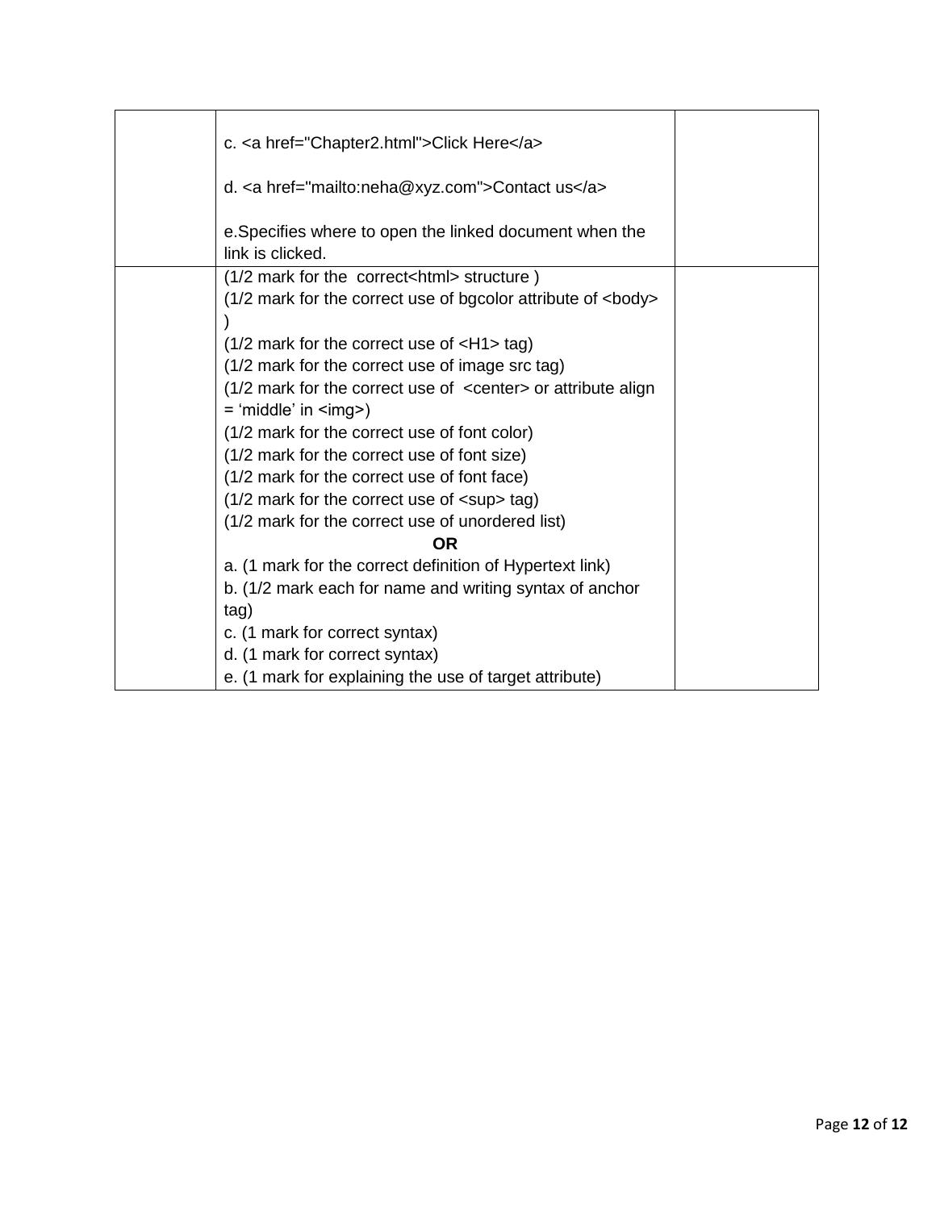| | | |
|---|---|---|
| | c. `<a href="Chapter2.html">Click Here</a>`<br><br>d. `<a href="mailto:neha@xyz.com">Contact us</a>`<br><br>e.Specifies where to open the linked document when the link is clicked. | |
| | (1/2 mark for the correct<html> structure )<br>(1/2 mark for the correct use of bgcolor attribute of <body> )<br>(1/2 mark for the correct use of <H1> tag)<br>(1/2 mark for the correct use of image src tag)<br>(1/2 mark for the correct use of <center> or attribute align = 'middle' in <img>)<br>(1/2 mark for the correct use of font color)<br>(1/2 mark for the correct use of font size)<br>(1/2 mark for the correct use of font face)<br>(1/2 mark for the correct use of <sup> tag)<br>(1/2 mark for the correct use of unordered list)<br>**OR**<br>a. (1 mark for the correct definition of Hypertext link)<br>b. (1/2 mark each for name and writing syntax of anchor tag)<br>c. (1 mark for correct syntax)<br>d. (1 mark for correct syntax)<br>e. (1 mark for explaining the use of target attribute) | |